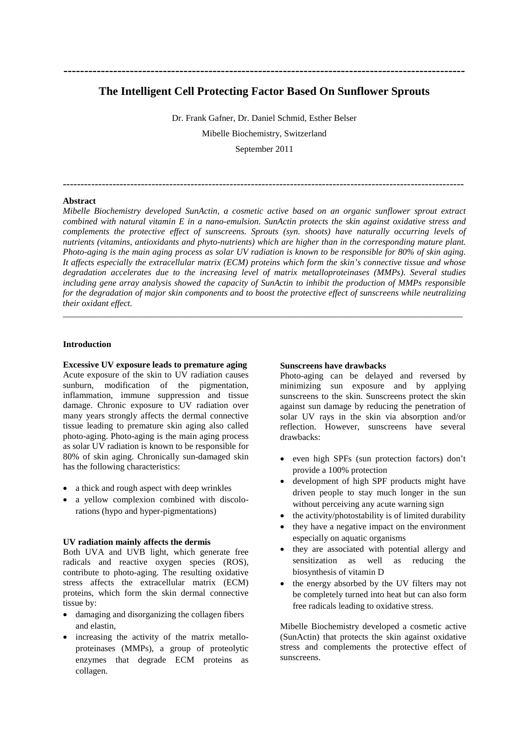# The Intelligent Cell Protecting Factor Based On Sunflower Sprouts

Dr. Frank Gafner, Dr. Daniel Schmid, Esther Belser

Mibelle Biochemistry, Switzerland

September 2011

---

**Abstract**

*Mibelle Biochemistry developed SunActin, a cosmetic active based on an organic sunflower sprout extract combined with natural vitamin E in a nano-emulsion. SunActin protects the skin against oxidative stress and complements the protective effect of sunscreens. Sprouts (syn. shoots) have naturally occurring levels of nutrients (vitamins, antioxidants and phyto-nutrients) which are higher than in the corresponding mature plant. Photo-aging is the main aging process as solar UV radiation is known to be responsible for 80% of skin aging. It affects especially the extracellular matrix (ECM) proteins which form the skin's connective tissue and whose degradation accelerates due to the increasing level of matrix metalloproteinases (MMPs). Several studies including gene array analysis showed the capacity of SunActin to inhibit the production of MMPs responsible for the degradation of major skin components and to boost the protective effect of sunscreens while neutralizing their oxidant effect.*

---

## Introduction

### Excessive UV exposure leads to premature aging

Acute exposure of the skin to UV radiation causes sunburn, modification of the pigmentation, inflammation, immune suppression and tissue damage. Chronic exposure to UV radiation over many years strongly affects the dermal connective tissue leading to premature skin aging also called photo-aging. Photo-aging is the main aging process as solar UV radiation is known to be responsible for 80% of skin aging. Chronically sun-damaged skin has the following characteristics:

- a thick and rough aspect with deep wrinkles
- a yellow complexion combined with discolorations (hypo and hyper-pigmentations)

### UV radiation mainly affects the dermis

Both UVA and UVB light, which generate free radicals and reactive oxygen species (ROS), contribute to photo-aging. The resulting oxidative stress affects the extracellular matrix (ECM) proteins, which form the skin dermal connective tissue by:

- damaging and disorganizing the collagen fibers and elastin,
- increasing the activity of the matrix metalloproteinases (MMPs), a group of proteolytic enzymes that degrade ECM proteins as collagen.

### Sunscreens have drawbacks

Photo-aging can be delayed and reversed by minimizing sun exposure and by applying sunscreens to the skin. Sunscreens protect the skin against sun damage by reducing the penetration of solar UV rays in the skin via absorption and/or reflection. However, sunscreens have several drawbacks:

- even high SPFs (sun protection factors) don't provide a 100% protection
- development of high SPF products might have driven people to stay much longer in the sun without perceiving any acute warning sign
- the activity/photostability is of limited durability
- they have a negative impact on the environment especially on aquatic organisms
- they are associated with potential allergy and sensitization as well as reducing the biosynthesis of vitamin D
- the energy absorbed by the UV filters may not be completely turned into heat but can also form free radicals leading to oxidative stress.

Mibelle Biochemistry developed a cosmetic active (SunActin) that protects the skin against oxidative stress and complements the protective effect of sunscreens.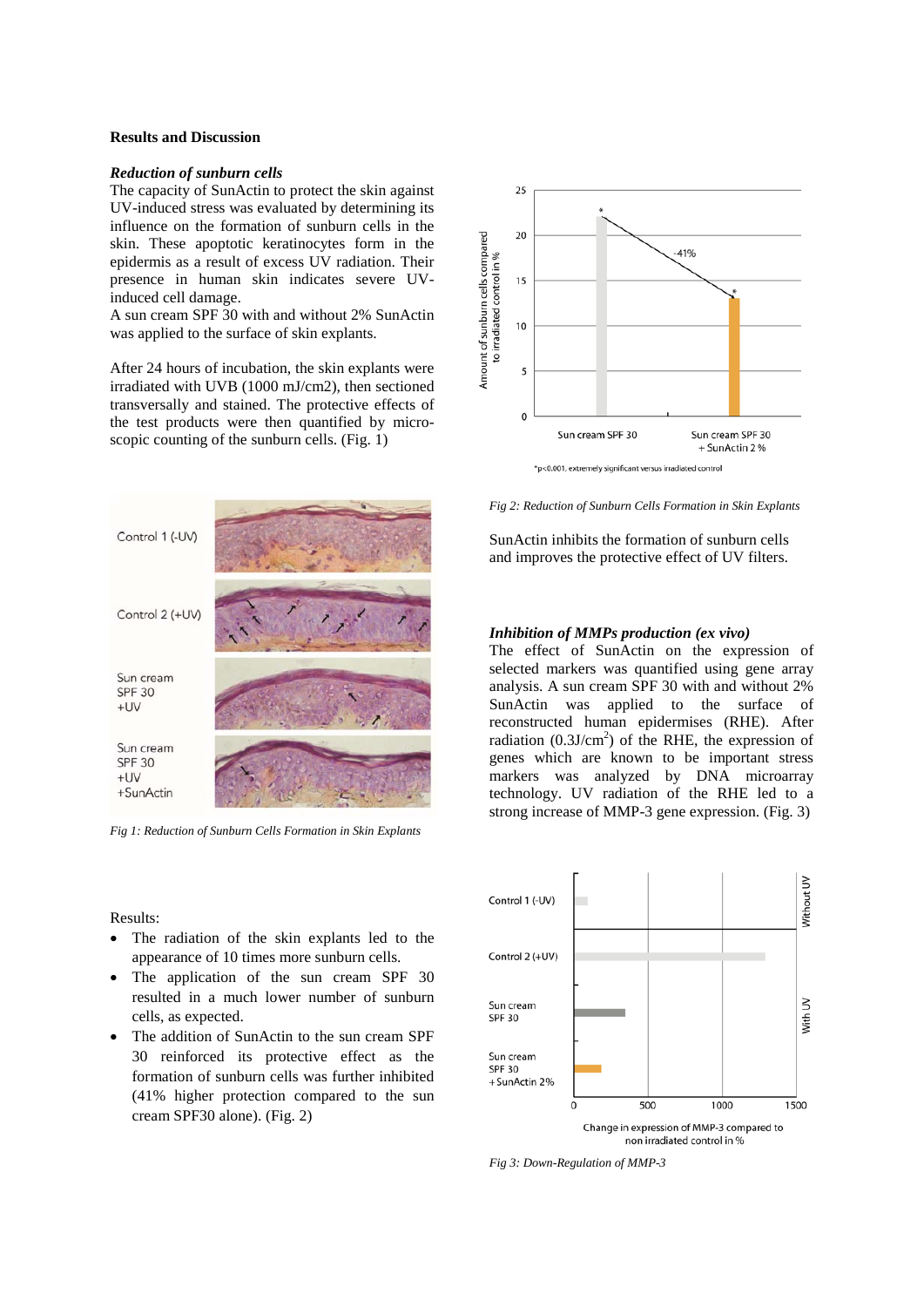## Results and Discussion

### *Reduction of sunburn cells*

The capacity of SunActin to protect the skin against UV-induced stress was evaluated by determining its influence on the formation of sunburn cells in the skin. These apoptotic keratinocytes form in the epidermis as a result of excess UV radiation. Their presence in human skin indicates severe UV-induced cell damage.

A sun cream SPF 30 with and without 2% SunActin was applied to the surface of skin explants.

After 24 hours of incubation, the skin explants were irradiated with UVB (1000 mJ/cm2), then sectioned transversally and stained. The protective effects of the test products were then quantified by microscopic counting of the sunburn cells. (Fig. 1)

*Fig 1: Reduction of Sunburn Cells Formation in Skin Explants*

Results:

- The radiation of the skin explants led to the appearance of 10 times more sunburn cells.
- The application of the sun cream SPF 30 resulted in a much lower number of sunburn cells, as expected.
- The addition of SunActin to the sun cream SPF 30 reinforced its protective effect as the formation of sunburn cells was further inhibited (41% higher protection compared to the sun cream SPF30 alone). (Fig. 2)

*Fig 2: Reduction of Sunburn Cells Formation in Skin Explants*

SunActin inhibits the formation of sunburn cells and improves the protective effect of UV filters.

### *Inhibition of MMPs production (ex vivo)*

The effect of SunActin on the expression of selected markers was quantified using gene array analysis. A sun cream SPF 30 with and without 2% SunActin was applied to the surface of reconstructed human epidermises (RHE). After radiation (0.3J/cm$^2$) of the RHE, the expression of genes which are known to be important stress markers was analyzed by DNA microarray technology. UV radiation of the RHE led to a strong increase of MMP-3 gene expression. (Fig. 3)

*Fig 3: Down-Regulation of MMP-3*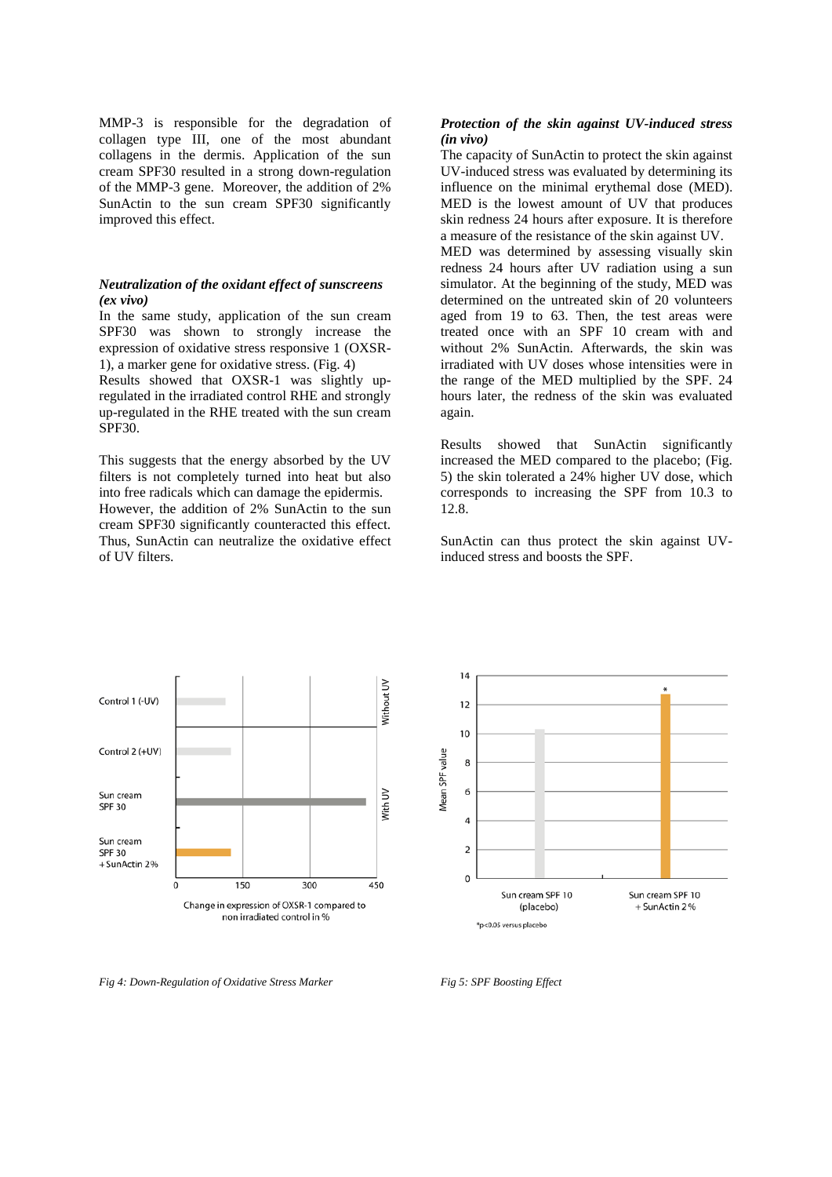MMP-3 is responsible for the degradation of collagen type III, one of the most abundant collagens in the dermis. Application of the sun cream SPF30 resulted in a strong down-regulation of the MMP-3 gene. Moreover, the addition of 2% SunActin to the sun cream SPF30 significantly improved this effect.

***Neutralization of the oxidant effect of sunscreens (ex vivo)***

In the same study, application of the sun cream SPF30 was shown to strongly increase the expression of oxidative stress responsive 1 (OXSR-1), a marker gene for oxidative stress. (Fig. 4)

Results showed that OXSR-1 was slightly up-regulated in the irradiated control RHE and strongly up-regulated in the RHE treated with the sun cream SPF30.

This suggests that the energy absorbed by the UV filters is not completely turned into heat but also into free radicals which can damage the epidermis. However, the addition of 2% SunActin to the sun cream SPF30 significantly counteracted this effect. Thus, SunActin can neutralize the oxidative effect of UV filters.

***Protection of the skin against UV-induced stress (in vivo)***

The capacity of SunActin to protect the skin against UV-induced stress was evaluated by determining its influence on the minimal erythemal dose (MED). MED is the lowest amount of UV that produces skin redness 24 hours after exposure. It is therefore a measure of the resistance of the skin against UV.

MED was determined by assessing visually skin redness 24 hours after UV radiation using a sun simulator. At the beginning of the study, MED was determined on the untreated skin of 20 volunteers aged from 19 to 63. Then, the test areas were treated once with an SPF 10 cream with and without 2% SunActin. Afterwards, the skin was irradiated with UV doses whose intensities were in the range of the MED multiplied by the SPF. 24 hours later, the redness of the skin was evaluated again.

Results showed that SunActin significantly increased the MED compared to the placebo; (Fig. 5) the skin tolerated a 24% higher UV dose, which corresponds to increasing the SPF from 10.3 to 12.8.

SunActin can thus protect the skin against UV-induced stress and boosts the SPF.

*Fig 4: Down-Regulation of Oxidative Stress Marker*

*Fig 5: SPF Boosting Effect*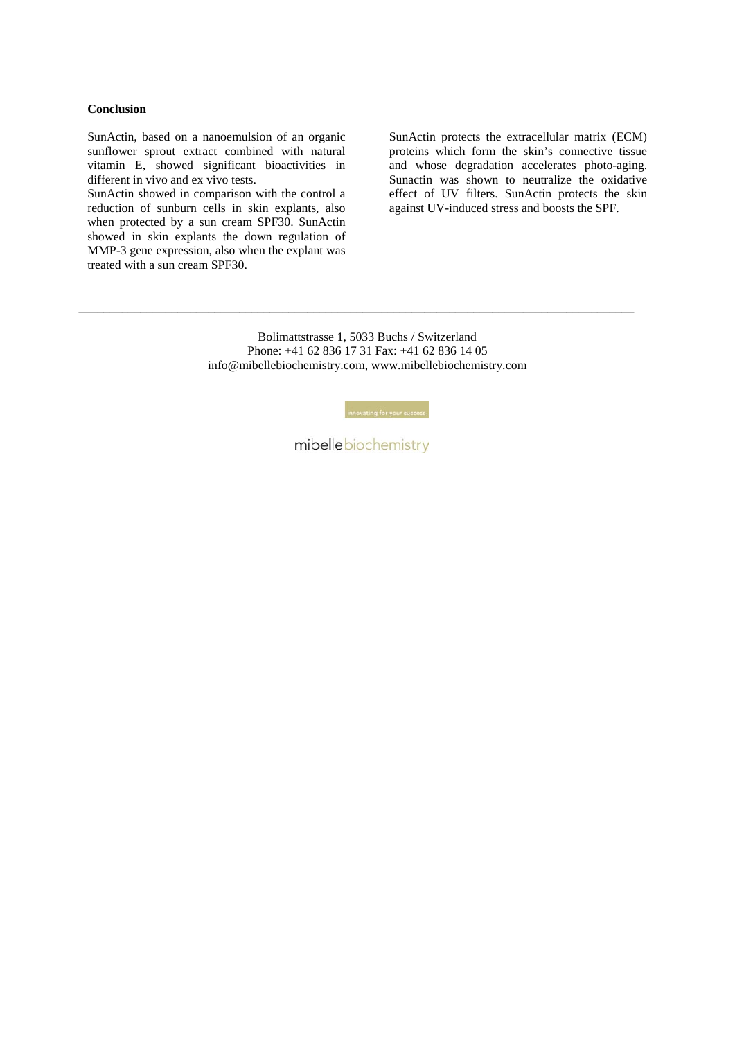## Conclusion

SunActin, based on a nanoemulsion of an organic sunflower sprout extract combined with natural vitamin E, showed significant bioactivities in different in vivo and ex vivo tests.

SunActin showed in comparison with the control a reduction of sunburn cells in skin explants, also when protected by a sun cream SPF30. SunActin showed in skin explants the down regulation of MMP-3 gene expression, also when the explant was treated with a sun cream SPF30.

SunActin protects the extracellular matrix (ECM) proteins which form the skin's connective tissue and whose degradation accelerates photo-aging. Sunactin was shown to neutralize the oxidative effect of UV filters. SunActin protects the skin against UV-induced stress and boosts the SPF.

---

Bolimattstrasse 1, 5033 Buchs / Switzerland
Phone: +41 62 836 17 31 Fax: +41 62 836 14 05
info@mibellebiochemistry.com, www.mibellebiochemistry.com

innovating for your success

mibelle biochemistry